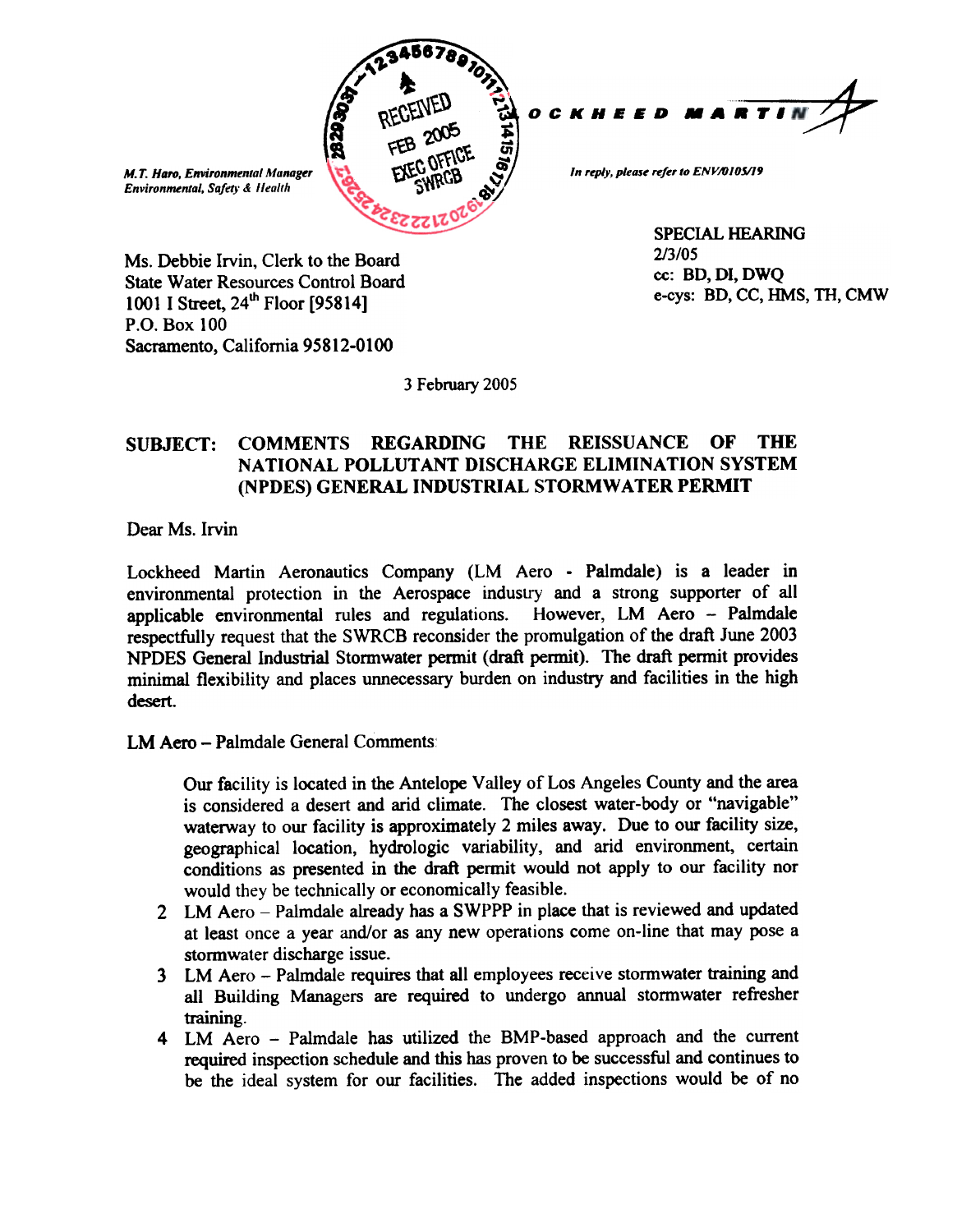M.T. Haro, Environmental Manager
Environmental, Safety & Health

RECEIVED
FEB 2005
EXEC OFFICE
SWRCB

LOCKHEED MARTIN

*In reply, please refer to ENV/0105/19*

SPECIAL HEARING
2/3/05
cc: BD, DI, DWQ
e-cys: BD, CC, HMS, TH, CMW

Ms. Debbie Irvin, Clerk to the Board
State Water Resources Control Board
1001 I Street, 24th Floor [95814]
P.O. Box 100
Sacramento, California 95812-0100

3 February 2005

**SUBJECT: COMMENTS REGARDING THE REISSUANCE OF THE NATIONAL POLLUTANT DISCHARGE ELIMINATION SYSTEM (NPDES) GENERAL INDUSTRIAL STORMWATER PERMIT**

Dear Ms. Irvin

Lockheed Martin Aeronautics Company (LM Aero - Palmdale) is a leader in environmental protection in the Aerospace industry and a strong supporter of all applicable environmental rules and regulations. However, LM Aero – Palmdale respectfully request that the SWRCB reconsider the promulgation of the draft June 2003 NPDES General Industrial Stormwater permit (draft permit). The draft permit provides minimal flexibility and places unnecessary burden on industry and facilities in the high desert.

LM Aero – Palmdale General Comments:

Our facility is located in the Antelope Valley of Los Angeles County and the area is considered a desert and arid climate. The closest water-body or "navigable" waterway to our facility is approximately 2 miles away. Due to our facility size, geographical location, hydrologic variability, and arid environment, certain conditions as presented in the draft permit would not apply to our facility nor would they be technically or economically feasible.

2 LM Aero – Palmdale already has a SWPPP in place that is reviewed and updated at least once a year and/or as any new operations come on-line that may pose a stormwater discharge issue.

3 LM Aero – Palmdale requires that all employees receive stormwater training and all Building Managers are required to undergo annual stormwater refresher training.

4 LM Aero – Palmdale has utilized the BMP-based approach and the current required inspection schedule and this has proven to be successful and continues to be the ideal system for our facilities. The added inspections would be of no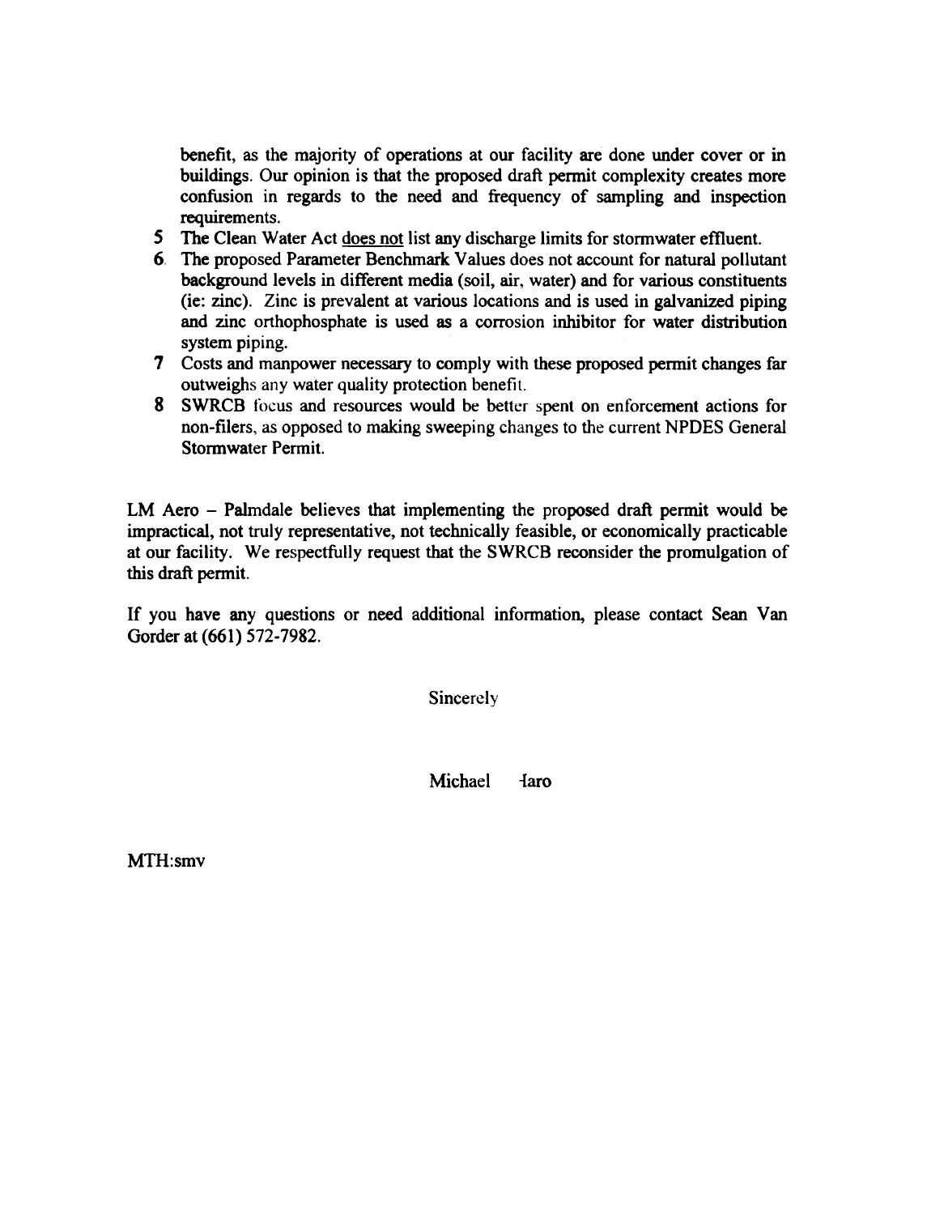benefit, as the majority of operations at our facility are done under cover or in buildings. Our opinion is that the proposed draft permit complexity creates more confusion in regards to the need and frequency of sampling and inspection requirements.

5. The Clean Water Act <u>does not</u> list any discharge limits for stormwater effluent.
6. The proposed Parameter Benchmark Values does not account for natural pollutant background levels in different media (soil, air, water) and for various constituents (ie: zinc). Zinc is prevalent at various locations and is used in galvanized piping and zinc orthophosphate is used as a corrosion inhibitor for water distribution system piping.
7. Costs and manpower necessary to comply with these proposed permit changes far outweighs any water quality protection benefit.
8. SWRCB focus and resources would be better spent on enforcement actions for non-filers, as opposed to making sweeping changes to the current NPDES General Stormwater Permit.

LM Aero – Palmdale believes that implementing the proposed draft permit would be impractical, not truly representative, not technically feasible, or economically practicable at our facility. We respectfully request that the SWRCB reconsider the promulgation of this draft permit.

If you have any questions or need additional information, please contact Sean Van Gorder at (661) 572-7982.

Sincerely

Michael Haro

MTH:smv